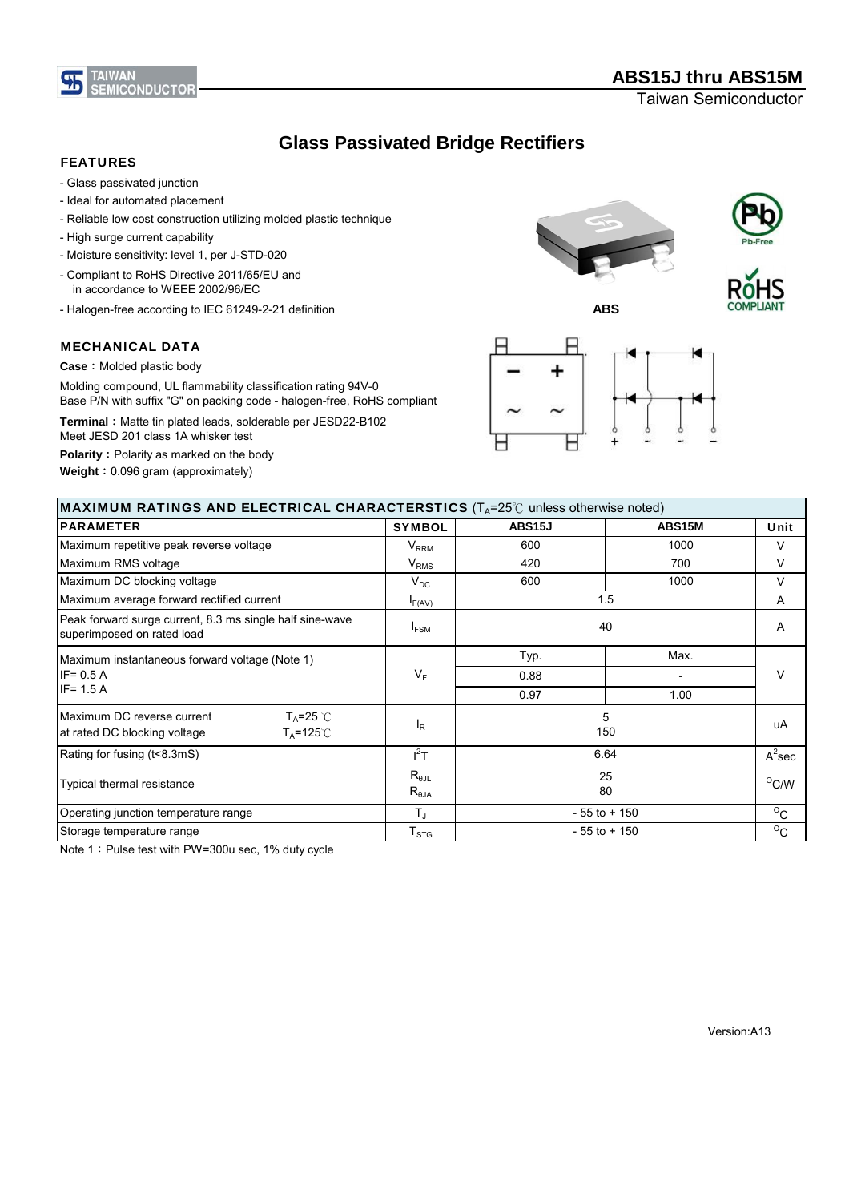# ABS15J thru ABS15M

Taiwan Semiconductor

## Glass Passivated Bridge Rectifiers

### FEATURES

- Glass passivated junction
- Ideal for automated placement
- Reliable low cost construction utilizing molded plastic technique
- High surge current capability
- Moisture sensitivity: level 1, per J-STD-020
- Compliant to RoHS Directive 2011/65/EU and in accordance to WEEE 2002/96/EC
- Halogen-free according to IEC 61249-2-21 definition

ABS

### MECHANICAL DATA

**Case**：Molded plastic body

Molding compound, UL flammability classification rating 94V-0
Base P/N with suffix "G" on packing code - halogen-free, RoHS compliant

**Terminal**：Matte tin plated leads, solderable per JESD22-B102
Meet JESD 201 class 1A whisker test

**Polarity**：Polarity as marked on the body

**Weight**：0.096 gram (approximately)

| **MAXIMUM RATINGS AND ELECTRICAL CHARACTERSTICS** ($T_A$=25℃ unless otherwise noted) | | | | |
|---|---|---|---|---|
| **PARAMETER** | **SYMBOL** | **ABS15J** | **ABS15M** | **Unit** |
| Maximum repetitive peak reverse voltage | $V_{RRM}$ | 600 | 1000 | V |
| Maximum RMS voltage | $V_{RMS}$ | 420 | 700 | V |
| Maximum DC blocking voltage | $V_{DC}$ | 600 | 1000 | V |
| Maximum average forward rectified current | $I_{F(AV)}$ | 1.5 | | A |
| Peak forward surge current, 8.3 ms single half sine-wave superimposed on rated load | $I_{FSM}$ | 40 | | A |
| Maximum instantaneous forward voltage (Note 1) | $V_F$ | Typ. | Max. | V |
| IF= 0.5 A | | 0.88 | - | |
| IF= 1.5 A | | 0.97 | 1.00 | |
| Maximum DC reverse current at rated DC blocking voltage $T_A$=25 ℃ | $I_R$ | 5 | | uA |
| $T_A$=125℃ | | 150 | | |
| Rating for fusing (t<8.3mS) | $I^2T$ | 6.64 | | $A^2$sec |
| Typical thermal resistance | $R_{θJL}$ | 25 | | $^oC/W$ |
| | $R_{θJA}$ | 80 | | |
| Operating junction temperature range | $T_J$ | - 55 to + 150 | | $^oC$ |
| Storage temperature range | $T_{STG}$ | - 55 to + 150 | | $^oC$ |

Note 1：Pulse test with PW=300u sec, 1% duty cycle

Version:A13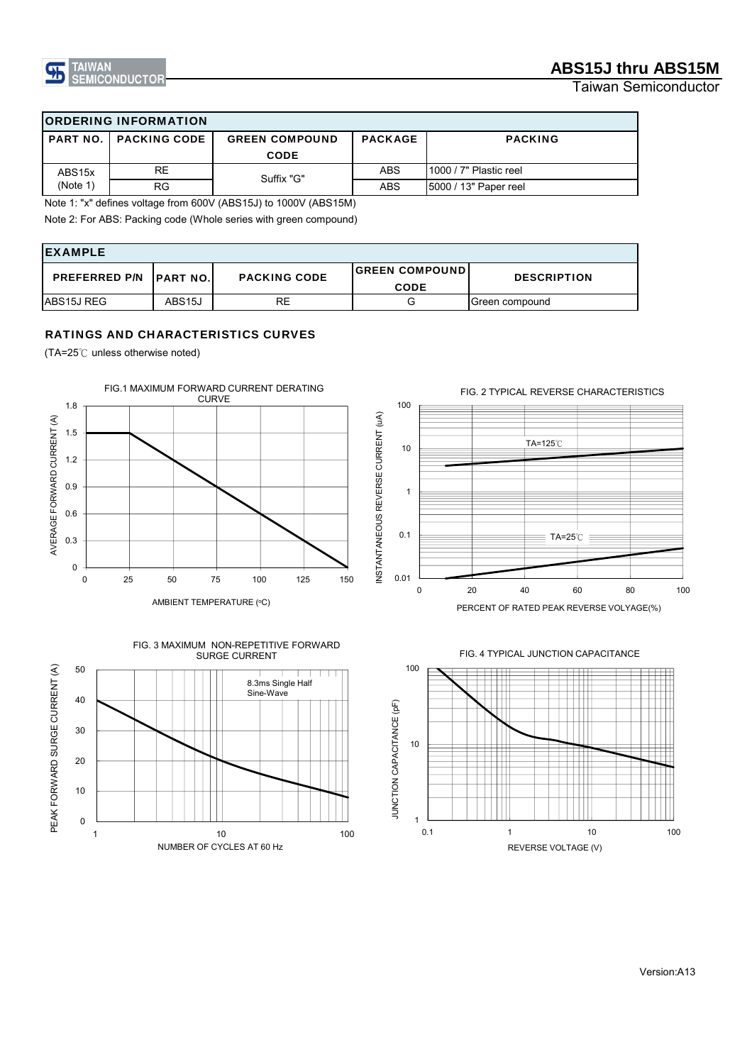## ORDERING INFORMATION

| PART NO. | PACKING CODE | GREEN COMPOUND CODE | PACKAGE | PACKING |
|---|---|---|---|---|
| ABS15x (Note 1) | RE | Suffix "G" | ABS | 1000 / 7" Plastic reel |
| | RG | | ABS | 5000 / 13" Paper reel |

Note 1: "x" defines voltage from 600V (ABS15J) to 1000V (ABS15M)

Note 2: For ABS: Packing code (Whole series with green compound)

## EXAMPLE

| PREFERRED P/N | PART NO. | PACKING CODE | GREEN COMPOUND CODE | DESCRIPTION |
|---|---|---|---|---|
| ABS15J REG | ABS15J | RE | G | Green compound |

## RATINGS AND CHARACTERISTICS CURVES

(TA=25℃ unless otherwise noted)

FIG.1 MAXIMUM FORWARD CURRENT DERATING CURVE

FIG. 2 TYPICAL REVERSE CHARACTERISTICS

FIG. 3 MAXIMUM NON-REPETITIVE FORWARD SURGE CURRENT

FIG. 4 TYPICAL JUNCTION CAPACITANCE

Version:A13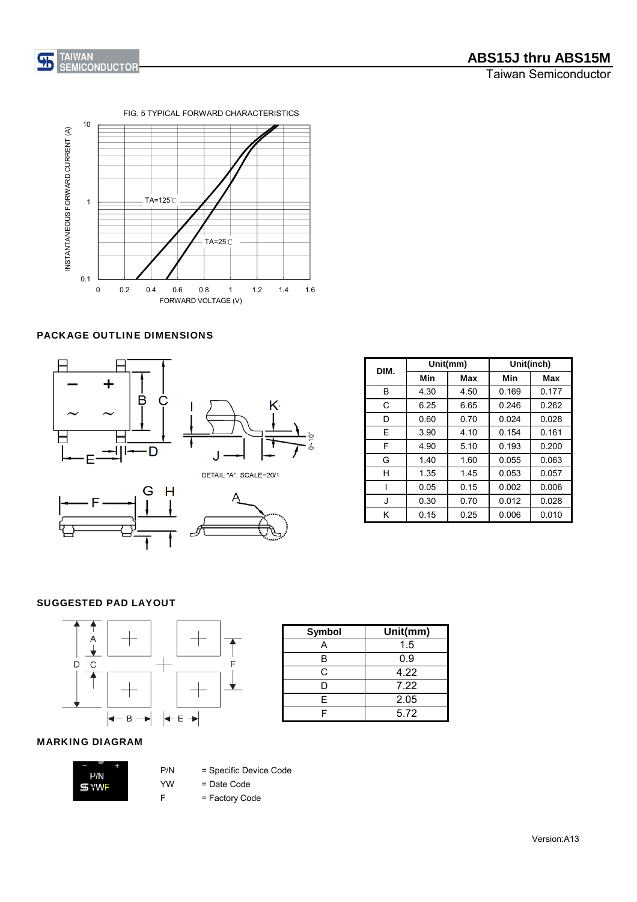FIG. 5 TYPICAL FORWARD CHARACTERISTICS

INSTANTANEOUS FORWARD CURRENT (A)

10

1

0.1

0 0.2 0.4 0.6 0.8 1 1.2 1.4 1.6

FORWARD VOLTAGE (V)

TA=125℃

TA=25℃

## PACKAGE OUTLINE DIMENSIONS

B C I K D E J 0~10°

DETAIL "A". SCALE=20/1

F G H A

| DIM. | Unit(mm) | | Unit(inch) | |
|---|---|---|---|---|
| | Min | Max | Min | Max |
| B | 4.30 | 4.50 | 0.169 | 0.177 |
| C | 6.25 | 6.65 | 0.246 | 0.262 |
| D | 0.60 | 0.70 | 0.024 | 0.028 |
| E | 3.90 | 4.10 | 0.154 | 0.161 |
| F | 4.90 | 5.10 | 0.193 | 0.200 |
| G | 1.40 | 1.60 | 0.055 | 0.063 |
| H | 1.35 | 1.45 | 0.053 | 0.057 |
| I | 0.05 | 0.15 | 0.002 | 0.006 |
| J | 0.30 | 0.70 | 0.012 | 0.028 |
| K | 0.15 | 0.25 | 0.006 | 0.010 |

## SUGGESTED PAD LAYOUT

A D C F B E

| Symbol | Unit(mm) |
|---|---|
| A | 1.5 |
| B | 0.9 |
| C | 4.22 |
| D | 7.22 |
| E | 2.05 |
| F | 5.72 |

## MARKING DIAGRAM

P/N YWF

P/N = Specific Device Code

YW = Date Code

F = Factory Code

Version:A13